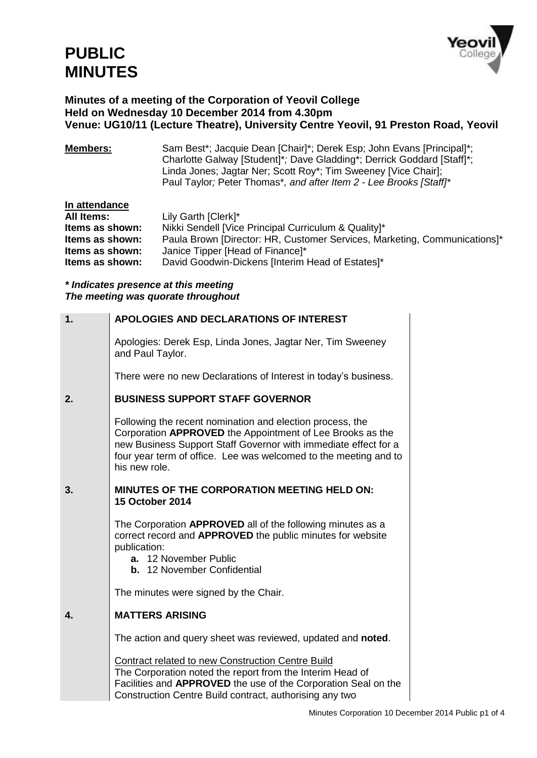# PUBLIC MINUTES

**Minutes of a meeting of the Corporation of Yeovil College**
**Held on Wednesday 10 December 2014 from 4.30pm**
**Venue: UG10/11 (Lecture Theatre), University Centre Yeovil, 91 Preston Road, Yeovil**

**Members:** Sam Best*; Jacquie Dean [Chair]*; Derek Esp; John Evans [Principal]*; Charlotte Galway [Student]*; Dave Gladding*; Derrick Goddard [Staff]*; Linda Jones; Jagtar Ner; Scott Roy*; Tim Sweeney [Vice Chair]; Paul Taylor; Peter Thomas*, *and after Item 2 - Lee Brooks [Staff]**

**In attendance**

**All Items:** Lily Garth [Clerk]*
**Items as shown:** Nikki Sendell [Vice Principal Curriculum & Quality]*
**Items as shown:** Paula Brown [Director: HR, Customer Services, Marketing, Communications]*
**Items as shown:** Janice Tipper [Head of Finance]*
**Items as shown:** David Goodwin-Dickens [Interim Head of Estates]*

***\* Indicates presence at this meeting***
***The meeting was quorate throughout***

**1. APOLOGIES AND DECLARATIONS OF INTEREST**

Apologies: Derek Esp, Linda Jones, Jagtar Ner, Tim Sweeney and Paul Taylor.

There were no new Declarations of Interest in today's business.

**2. BUSINESS SUPPORT STAFF GOVERNOR**

Following the recent nomination and election process, the Corporation **APPROVED** the Appointment of Lee Brooks as the new Business Support Staff Governor with immediate effect for a four year term of office. Lee was welcomed to the meeting and to his new role.

**3. MINUTES OF THE CORPORATION MEETING HELD ON: 15 October 2014**

The Corporation **APPROVED** all of the following minutes as a correct record and **APPROVED** the public minutes for website publication:

- **a.** 12 November Public
- **b.** 12 November Confidential

The minutes were signed by the Chair.

**4. MATTERS ARISING**

The action and query sheet was reviewed, updated and **noted**.

Contract related to new Construction Centre Build
The Corporation noted the report from the Interim Head of Facilities and **APPROVED** the use of the Corporation Seal on the Construction Centre Build contract, authorising any two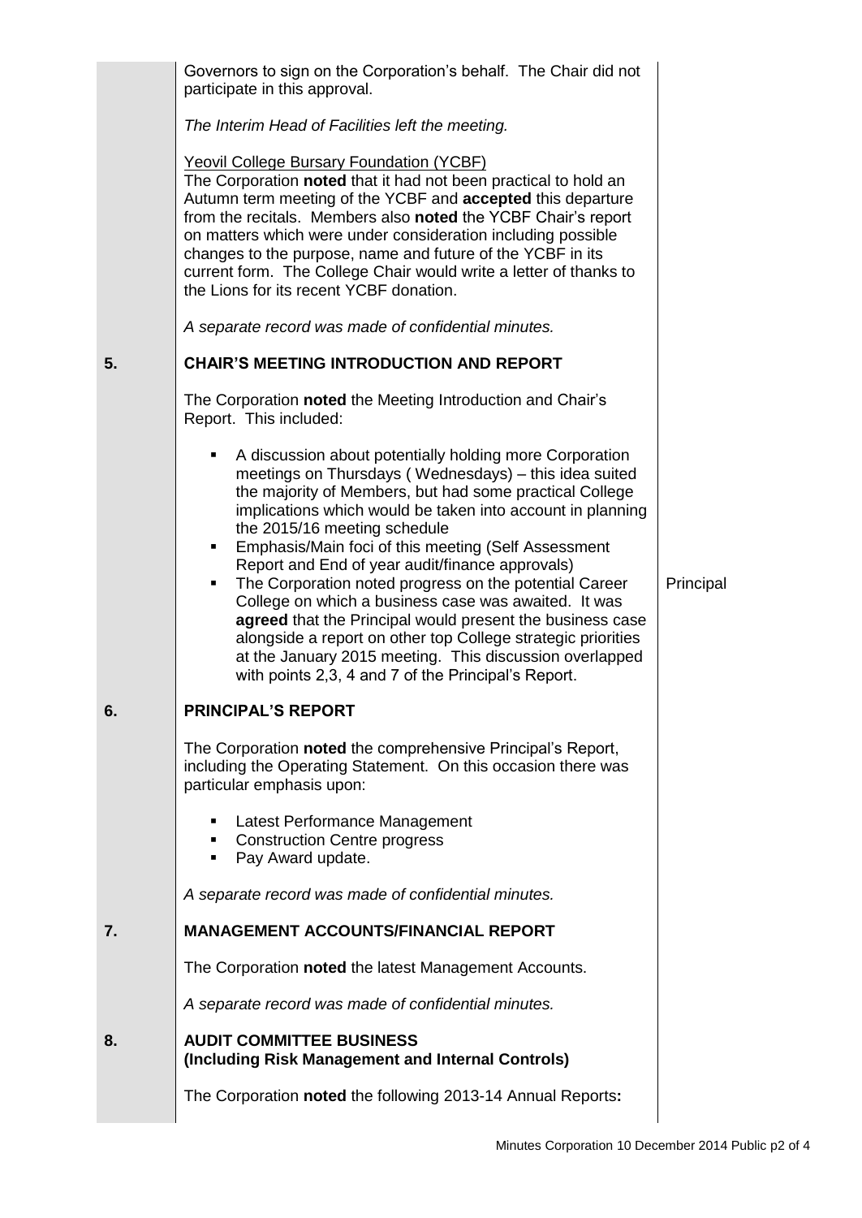Governors to sign on the Corporation's behalf. The Chair did not participate in this approval.

*The Interim Head of Facilities left the meeting.*

Yeovil College Bursary Foundation (YCBF)

The Corporation **noted** that it had not been practical to hold an Autumn term meeting of the YCBF and **accepted** this departure from the recitals. Members also **noted** the YCBF Chair's report on matters which were under consideration including possible changes to the purpose, name and future of the YCBF in its current form. The College Chair would write a letter of thanks to the Lions for its recent YCBF donation.

*A separate record was made of confidential minutes.*

## 5. CHAIR'S MEETING INTRODUCTION AND REPORT

The Corporation **noted** the Meeting Introduction and Chair's Report. This included:

- A discussion about potentially holding more Corporation meetings on Thursdays ( Wednesdays) – this idea suited the majority of Members, but had some practical College implications which would be taken into account in planning the 2015/16 meeting schedule
- Emphasis/Main foci of this meeting (Self Assessment Report and End of year audit/finance approvals)
- The Corporation noted progress on the potential Career College on which a business case was awaited. It was **agreed** that the Principal would present the business case alongside a report on other top College strategic priorities at the January 2015 meeting. This discussion overlapped with points 2,3, 4 and 7 of the Principal's Report. — Principal

## 6. PRINCIPAL'S REPORT

The Corporation **noted** the comprehensive Principal's Report, including the Operating Statement. On this occasion there was particular emphasis upon:

- Latest Performance Management
- Construction Centre progress
- Pay Award update.

*A separate record was made of confidential minutes.*

## 7. MANAGEMENT ACCOUNTS/FINANCIAL REPORT

The Corporation **noted** the latest Management Accounts.

*A separate record was made of confidential minutes.*

## 8. AUDIT COMMITTEE BUSINESS (Including Risk Management and Internal Controls)

The Corporation **noted** the following 2013-14 Annual Reports**:**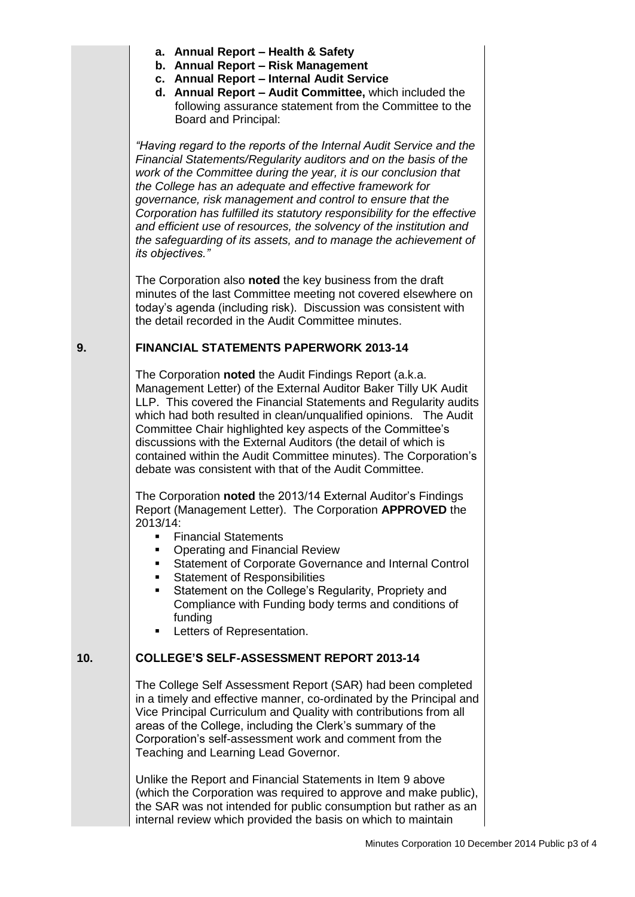a. **Annual Report – Health & Safety**
b. **Annual Report – Risk Management**
c. **Annual Report – Internal Audit Service**
d. **Annual Report – Audit Committee,** which included the following assurance statement from the Committee to the Board and Principal:

*"Having regard to the reports of the Internal Audit Service and the Financial Statements/Regularity auditors and on the basis of the work of the Committee during the year, it is our conclusion that the College has an adequate and effective framework for governance, risk management and control to ensure that the Corporation has fulfilled its statutory responsibility for the effective and efficient use of resources, the solvency of the institution and the safeguarding of its assets, and to manage the achievement of its objectives."*

The Corporation also **noted** the key business from the draft minutes of the last Committee meeting not covered elsewhere on today's agenda (including risk). Discussion was consistent with the detail recorded in the Audit Committee minutes.

## 9. FINANCIAL STATEMENTS PAPERWORK 2013-14

The Corporation **noted** the Audit Findings Report (a.k.a. Management Letter) of the External Auditor Baker Tilly UK Audit LLP. This covered the Financial Statements and Regularity audits which had both resulted in clean/unqualified opinions. The Audit Committee Chair highlighted key aspects of the Committee's discussions with the External Auditors (the detail of which is contained within the Audit Committee minutes). The Corporation's debate was consistent with that of the Audit Committee.

The Corporation **noted** the 2013/14 External Auditor's Findings Report (Management Letter). The Corporation **APPROVED** the 2013/14:

- Financial Statements
- Operating and Financial Review
- Statement of Corporate Governance and Internal Control
- Statement of Responsibilities
- Statement on the College's Regularity, Propriety and Compliance with Funding body terms and conditions of funding
- Letters of Representation.

## 10. COLLEGE'S SELF-ASSESSMENT REPORT 2013-14

The College Self Assessment Report (SAR) had been completed in a timely and effective manner, co-ordinated by the Principal and Vice Principal Curriculum and Quality with contributions from all areas of the College, including the Clerk's summary of the Corporation's self-assessment work and comment from the Teaching and Learning Lead Governor.

Unlike the Report and Financial Statements in Item 9 above (which the Corporation was required to approve and make public), the SAR was not intended for public consumption but rather as an internal review which provided the basis on which to maintain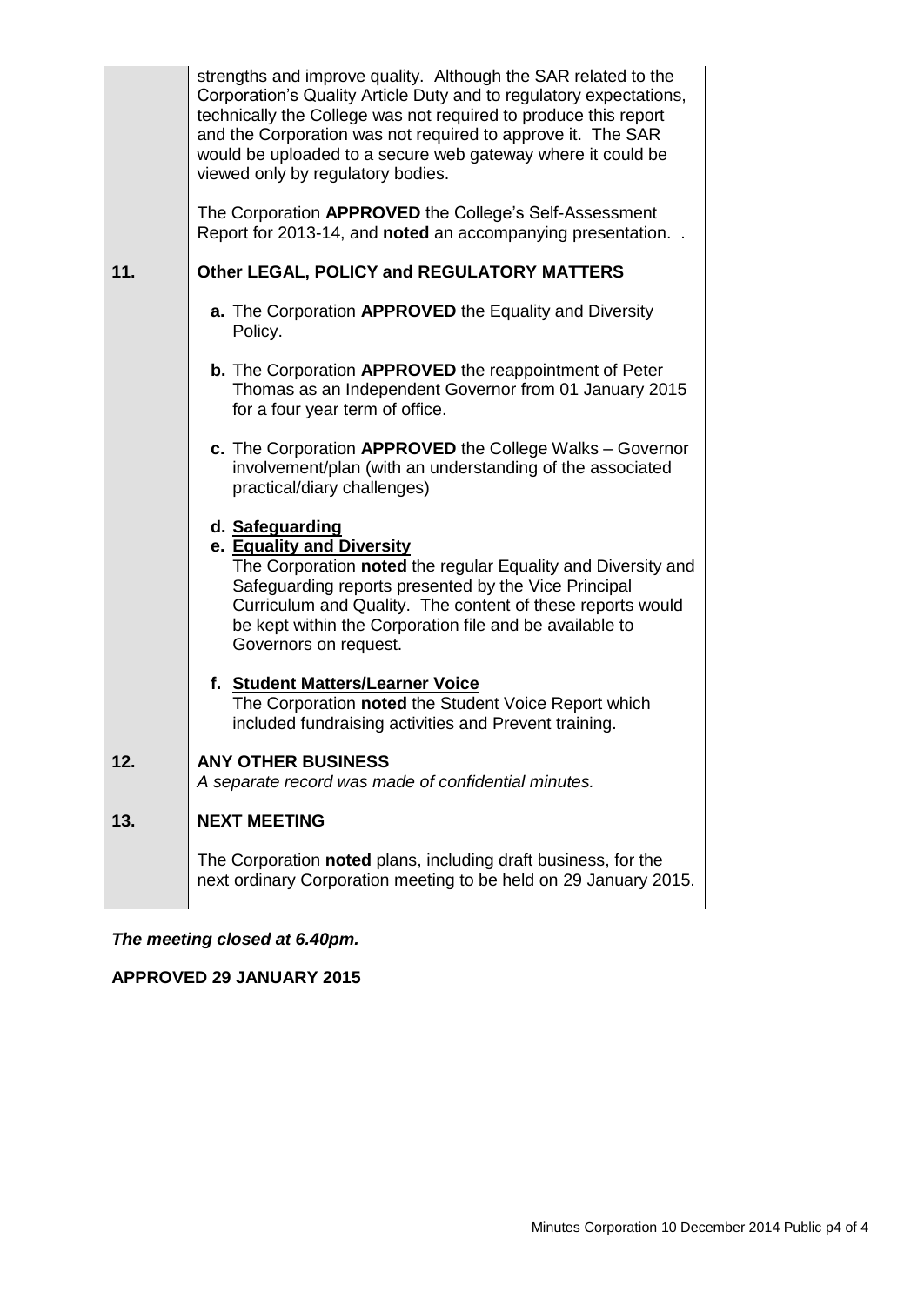strengths and improve quality. Although the SAR related to the Corporation's Quality Article Duty and to regulatory expectations, technically the College was not required to produce this report and the Corporation was not required to approve it. The SAR would be uploaded to a secure web gateway where it could be viewed only by regulatory bodies.

The Corporation **APPROVED** the College's Self-Assessment Report for 2013-14, and **noted** an accompanying presentation. .

**11. Other LEGAL, POLICY and REGULATORY MATTERS**

**a.** The Corporation **APPROVED** the Equality and Diversity Policy.

**b.** The Corporation **APPROVED** the reappointment of Peter Thomas as an Independent Governor from 01 January 2015 for a four year term of office.

**c.** The Corporation **APPROVED** the College Walks – Governor involvement/plan (with an understanding of the associated practical/diary challenges)

**d. Safeguarding**
**e. Equality and Diversity**
The Corporation **noted** the regular Equality and Diversity and Safeguarding reports presented by the Vice Principal Curriculum and Quality. The content of these reports would be kept within the Corporation file and be available to Governors on request.

**f. Student Matters/Learner Voice**
The Corporation **noted** the Student Voice Report which included fundraising activities and Prevent training.

**12. ANY OTHER BUSINESS**

*A separate record was made of confidential minutes.*

**13. NEXT MEETING**

The Corporation **noted** plans, including draft business, for the next ordinary Corporation meeting to be held on 29 January 2015.

***The meeting closed at 6.40pm.***

**APPROVED 29 JANUARY 2015**